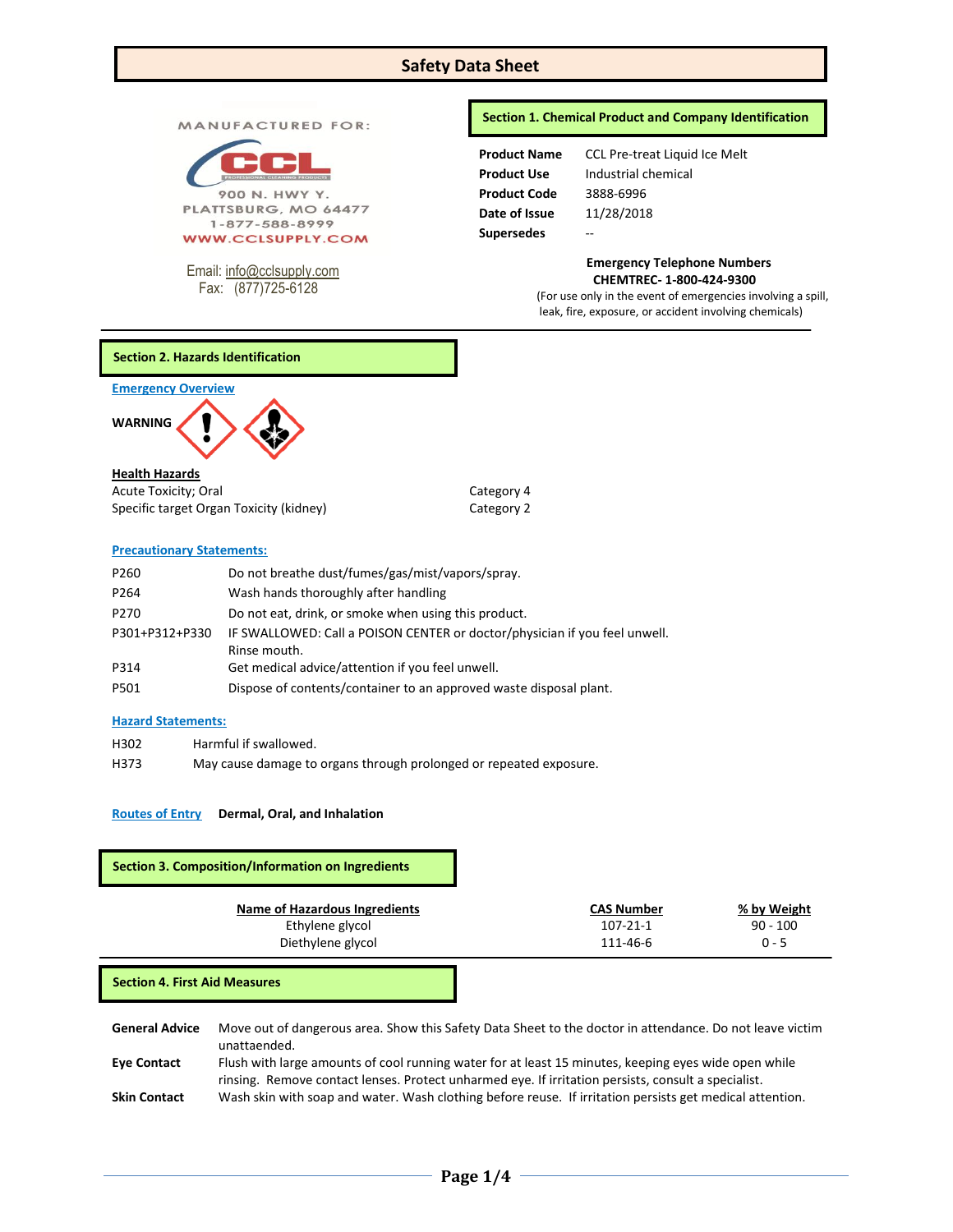# Safety Data Sheet

MANUFACTURED FOR:

CCL PROFESSIONAL CLEANING PRODUCTS

900 N. HWY Y.
PLATTSBURG, MO 64477
1-877-588-8999
WWW.CCLSUPPLY.COM

Email: info@cclsupply.com
Fax: (877)725-6128

## Section 1. Chemical Product and Company Identification

| | |
|---|---|
| **Product Name** | CCL Pre-treat Liquid Ice Melt |
| **Product Use** | Industrial chemical |
| **Product Code** | 3888-6996 |
| **Date of Issue** | 11/28/2018 |
| **Supersedes** | -- |

**Emergency Telephone Numbers**
**CHEMTREC- 1-800-424-9300**
(For use only in the event of emergencies involving a spill, leak, fire, exposure, or accident involving chemicals)

## Section 2. Hazards Identification

**Emergency Overview**

**WARNING**

**Health Hazards**

| | |
|---|---|
| Acute Toxicity; Oral | Category 4 |
| Specific target Organ Toxicity (kidney) | Category 2 |

**Precautionary Statements:**

| | |
|---|---|
| P260 | Do not breathe dust/fumes/gas/mist/vapors/spray. |
| P264 | Wash hands thoroughly after handling |
| P270 | Do not eat, drink, or smoke when using this product. |
| P301+P312+P330 | IF SWALLOWED: Call a POISON CENTER or doctor/physician if you feel unwell. Rinse mouth. |
| P314 | Get medical advice/attention if you feel unwell. |
| P501 | Dispose of contents/container to an approved waste disposal plant. |

**Hazard Statements:**

| | |
|---|---|
| H302 | Harmful if swallowed. |
| H373 | May cause damage to organs through prolonged or repeated exposure. |

**Routes of Entry** **Dermal, Oral, and Inhalation**

## Section 3. Composition/Information on Ingredients

| Name of Hazardous Ingredients | CAS Number | % by Weight |
|---|---|---|
| Ethylene glycol | 107-21-1 | 90 - 100 |
| Diethylene glycol | 111-46-6 | 0 - 5 |

## Section 4. First Aid Measures

**General Advice** Move out of dangerous area. Show this Safety Data Sheet to the doctor in attendance. Do not leave victim unattended.

**Eye Contact** Flush with large amounts of cool running water for at least 15 minutes, keeping eyes wide open while rinsing. Remove contact lenses. Protect unharmed eye. If irritation persists, consult a specialist.

**Skin Contact** Wash skin with soap and water. Wash clothing before reuse. If irritation persists get medical attention.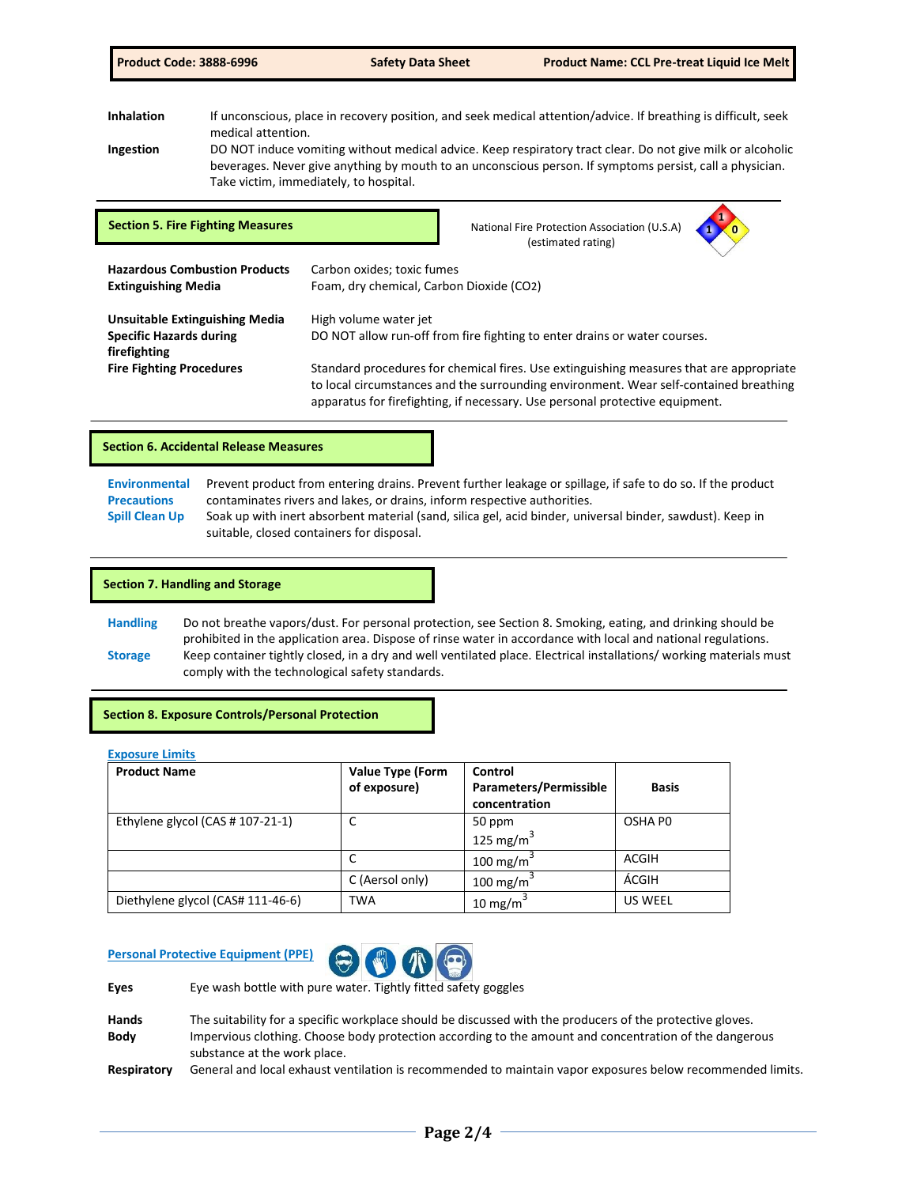**Inhalation** If unconscious, place in recovery position, and seek medical attention/advice. If breathing is difficult, seek medical attention.

**Ingestion** DO NOT induce vomiting without medical advice. Keep respiratory tract clear. Do not give milk or alcoholic beverages. Never give anything by mouth to an unconscious person. If symptoms persist, call a physician. Take victim, immediately, to hospital.

## Section 5. Fire Fighting Measures

National Fire Protection Association (U.S.A) (estimated rating)

**Hazardous Combustion Products** Carbon oxides; toxic fumes

**Extinguishing Media** Foam, dry chemical, Carbon Dioxide ($CO_2$)

**Unsuitable Extinguishing Media** High volume water jet

**Specific Hazards during firefighting** DO NOT allow run-off from fire fighting to enter drains or water courses.

**Fire Fighting Procedures** Standard procedures for chemical fires. Use extinguishing measures that are appropriate to local circumstances and the surrounding environment. Wear self-contained breathing apparatus for firefighting, if necessary. Use personal protective equipment.

## Section 6. Accidental Release Measures

**Environmental Precautions** Prevent product from entering drains. Prevent further leakage or spillage, if safe to do so. If the product contaminates rivers and lakes, or drains, inform respective authorities.

**Spill Clean Up** Soak up with inert absorbent material (sand, silica gel, acid binder, universal binder, sawdust). Keep in suitable, closed containers for disposal.

## Section 7. Handling and Storage

**Handling** Do not breathe vapors/dust. For personal protection, see Section 8. Smoking, eating, and drinking should be prohibited in the application area. Dispose of rinse water in accordance with local and national regulations.

**Storage** Keep container tightly closed, in a dry and well ventilated place. Electrical installations/ working materials must comply with the technological safety standards.

## Section 8. Exposure Controls/Personal Protection

**Exposure Limits**

| Product Name | Value Type (Form of exposure) | Control Parameters/Permissible concentration | Basis |
|---|---|---|---|
| Ethylene glycol (CAS # 107-21-1) | C | 50 ppm<br>125 mg/m$^3$ | OSHA P0 |
| | C | 100 mg/m$^3$ | ACGIH |
| | C (Aersol only) | 100 mg/m$^3$ | ÁCGIH |
| Diethylene glycol (CAS# 111-46-6) | TWA | 10 mg/m$^3$ | US WEEL |

**Personal Protective Equipment (PPE)**

**Eyes** Eye wash bottle with pure water. Tightly fitted safety goggles

**Hands** The suitability for a specific workplace should be discussed with the producers of the protective gloves.

**Body** Impervious clothing. Choose body protection according to the amount and concentration of the dangerous substance at the work place.

**Respiratory** General and local exhaust ventilation is recommended to maintain vapor exposures below recommended limits.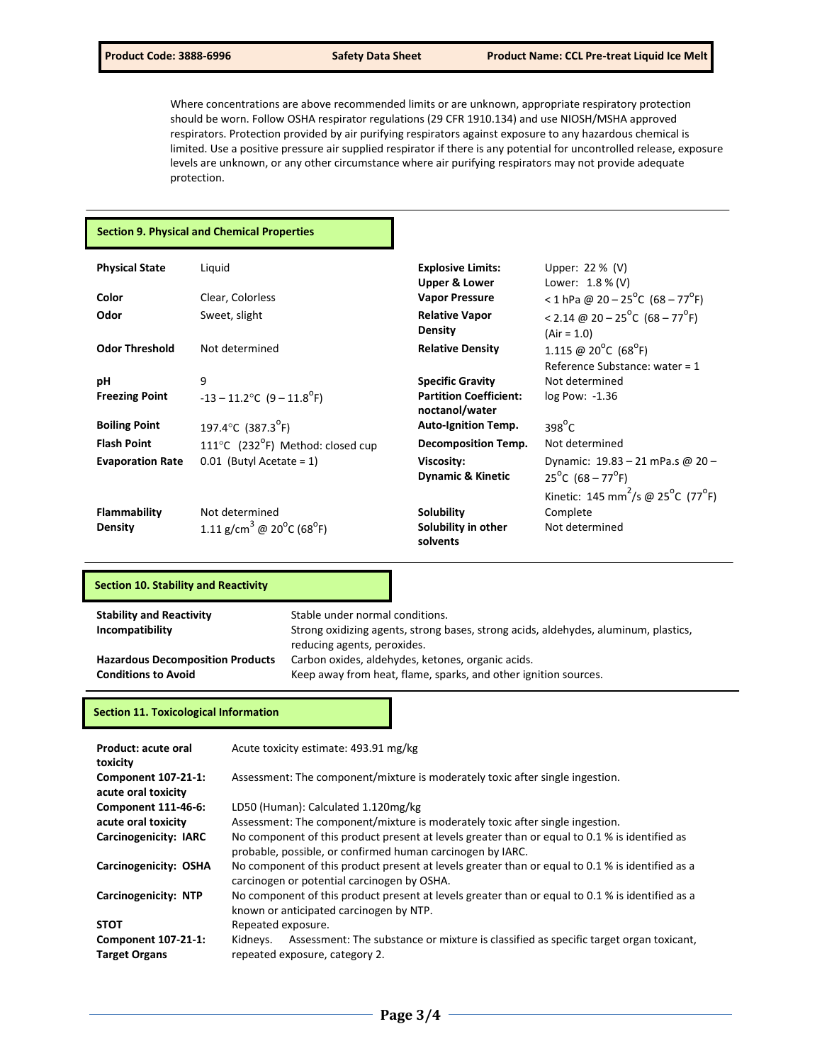Where concentrations are above recommended limits or are unknown, appropriate respiratory protection should be worn. Follow OSHA respirator regulations (29 CFR 1910.134) and use NIOSH/MSHA approved respirators. Protection provided by air purifying respirators against exposure to any hazardous chemical is limited. Use a positive pressure air supplied respirator if there is any potential for uncontrolled release, exposure levels are unknown, or any other circumstance where air purifying respirators may not provide adequate protection.

## Section 9. Physical and Chemical Properties

| Property | Value | Property | Value |
|---|---|---|---|
| **Physical State** | Liquid | **Explosive Limits: Upper & Lower** | Upper: 22 % (V) Lower: 1.8 % (V) |
| **Color** | Clear, Colorless | **Vapor Pressure** | < 1 hPa @ 20 – 25°C (68 – 77°F) |
| **Odor** | Sweet, slight | **Relative Vapor Density** | < 2.14 @ 20 – 25°C (68 – 77°F) (Air = 1.0) |
| **Odor Threshold** | Not determined | **Relative Density** | 1.115 @ 20°C (68°F) Reference Substance: water = 1 |
| **pH** | 9 | **Specific Gravity** | Not determined |
| **Freezing Point** | -13 – 11.2°C (9 – 11.8°F) | **Partition Coefficient: noctanol/water** | log Pow: -1.36 |
| **Boiling Point** | 197.4°C (387.3°F) | **Auto-Ignition Temp.** | 398°C |
| **Flash Point** | 111°C (232°F) Method: closed cup | **Decomposition Temp.** | Not determined |
| **Evaporation Rate** | 0.01 (Butyl Acetate = 1) | **Viscosity: Dynamic & Kinetic** | Dynamic: 19.83 – 21 mPa.s @ 20 – 25°C (68 – 77°F) Kinetic: 145 $mm^2$/s @ 25°C (77°F) |
| **Flammability** | Not determined | **Solubility** | Complete |
| **Density** | 1.11 $g/cm^3$ @ 20°C (68°F) | **Solubility in other solvents** | Not determined |

## Section 10. Stability and Reactivity

| | |
|---|---|
| **Stability and Reactivity** | Stable under normal conditions. |
| **Incompatibility** | Strong oxidizing agents, strong bases, strong acids, aldehydes, aluminum, plastics, reducing agents, peroxides. |
| **Hazardous Decomposition Products** | Carbon oxides, aldehydes, ketones, organic acids. |
| **Conditions to Avoid** | Keep away from heat, flame, sparks, and other ignition sources. |

## Section 11. Toxicological Information

| | |
|---|---|
| **Product: acute oral toxicity** | Acute toxicity estimate: 493.91 mg/kg |
| **Component 107-21-1: acute oral toxicity** | Assessment: The component/mixture is moderately toxic after single ingestion. |
| **Component 111-46-6: acute oral toxicity** | LD50 (Human): Calculated 1.120mg/kg Assessment: The component/mixture is moderately toxic after single ingestion. |
| **Carcinogenicity: IARC** | No component of this product present at levels greater than or equal to 0.1 % is identified as probable, possible, or confirmed human carcinogen by IARC. |
| **Carcinogenicity: OSHA** | No component of this product present at levels greater than or equal to 0.1 % is identified as a carcinogen or potential carcinogen by OSHA. |
| **Carcinogenicity: NTP** | No component of this product present at levels greater than or equal to 0.1 % is identified as a known or anticipated carcinogen by NTP. |
| **STOT** | Repeated exposure. |
| **Component 107-21-1: Target Organs** | Kidneys. Assessment: The substance or mixture is classified as specific target organ toxicant, repeated exposure, category 2. |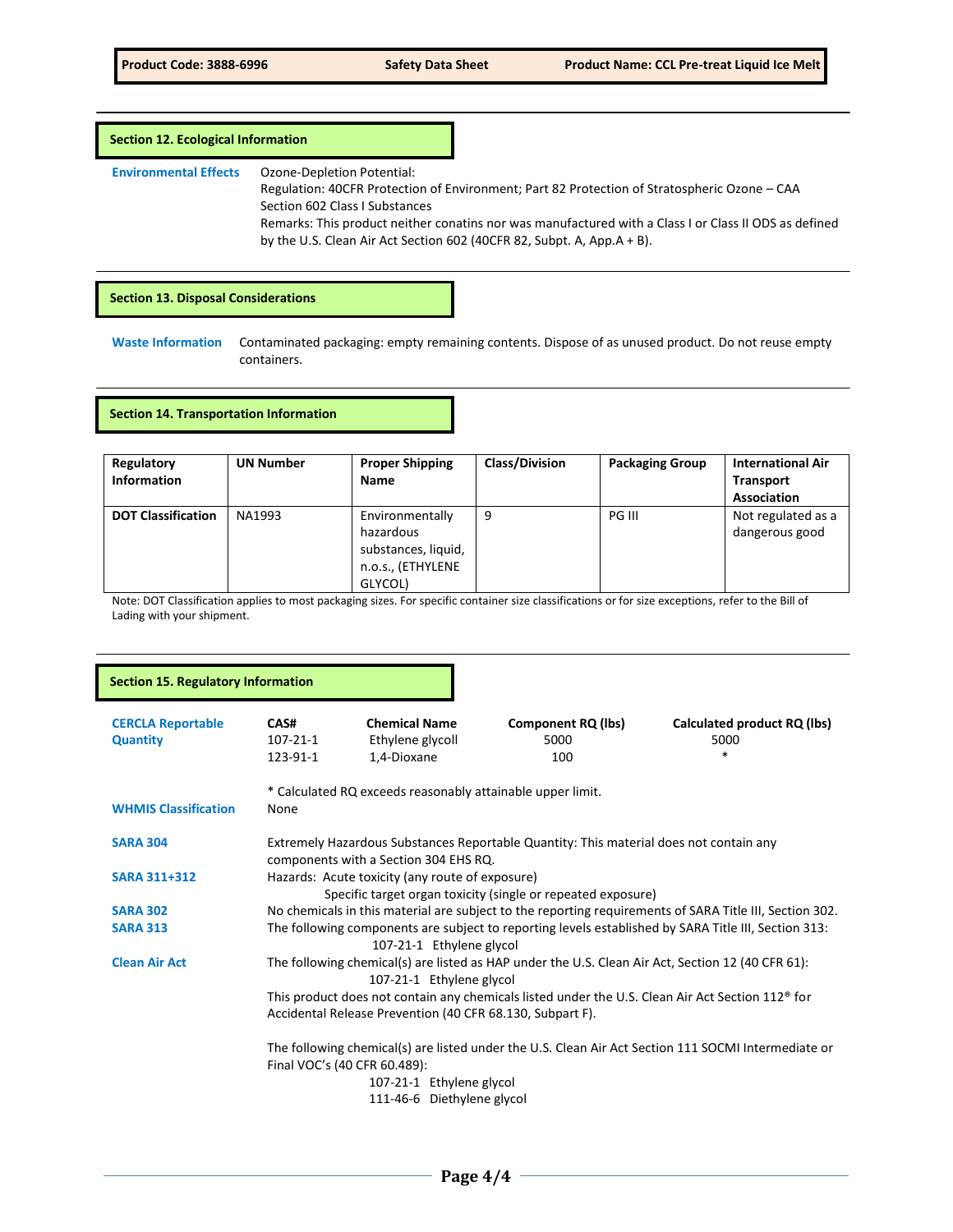## Section 12. Ecological Information

**Environmental Effects**

Ozone-Depletion Potential:
Regulation: 40CFR Protection of Environment; Part 82 Protection of Stratospheric Ozone – CAA Section 602 Class I Substances
Remarks: This product neither conatins nor was manufactured with a Class I or Class II ODS as defined by the U.S. Clean Air Act Section 602 (40CFR 82, Subpt. A, App.A + B).

## Section 13. Disposal Considerations

**Waste Information**

Contaminated packaging: empty remaining contents. Dispose of as unused product. Do not reuse empty containers.

## Section 14. Transportation Information

| Regulatory Information | UN Number | Proper Shipping Name | Class/Division | Packaging Group | International Air Transport Association |
|---|---|---|---|---|---|
| **DOT Classification** | NA1993 | Environmentally hazardous substances, liquid, n.o.s., (ETHYLENE GLYCOL) | 9 | PG III | Not regulated as a dangerous good |

Note: DOT Classification applies to most packaging sizes. For specific container size classifications or for size exceptions, refer to the Bill of Lading with your shipment.

## Section 15. Regulatory Information

**CERCLA Reportable Quantity**

| CAS# | Chemical Name | Component RQ (lbs) | Calculated product RQ (lbs) |
|---|---|---|---|
| 107-21-1 | Ethylene glycoll | 5000 | 5000 |
| 123-91-1 | 1,4-Dioxane | 100 | * |

* Calculated RQ exceeds reasonably attainable upper limit.

**WHMIS Classification**

None

**SARA 304**

Extremely Hazardous Substances Reportable Quantity: This material does not contain any components with a Section 304 EHS RQ.

**SARA 311+312**

Hazards: Acute toxicity (any route of exposure)
Specific target organ toxicity (single or repeated exposure)

**SARA 302**

No chemicals in this material are subject to the reporting requirements of SARA Title III, Section 302.

**SARA 313**

The following components are subject to reporting levels established by SARA Title III, Section 313:
107-21-1 Ethylene glycol

**Clean Air Act**

The following chemical(s) are listed as HAP under the U.S. Clean Air Act, Section 12 (40 CFR 61):
107-21-1 Ethylene glycol

This product does not contain any chemicals listed under the U.S. Clean Air Act Section 112® for Accidental Release Prevention (40 CFR 68.130, Subpart F).

The following chemical(s) are listed under the U.S. Clean Air Act Section 111 SOCMI Intermediate or Final VOC's (40 CFR 60.489):
107-21-1 Ethylene glycol
111-46-6 Diethylene glycol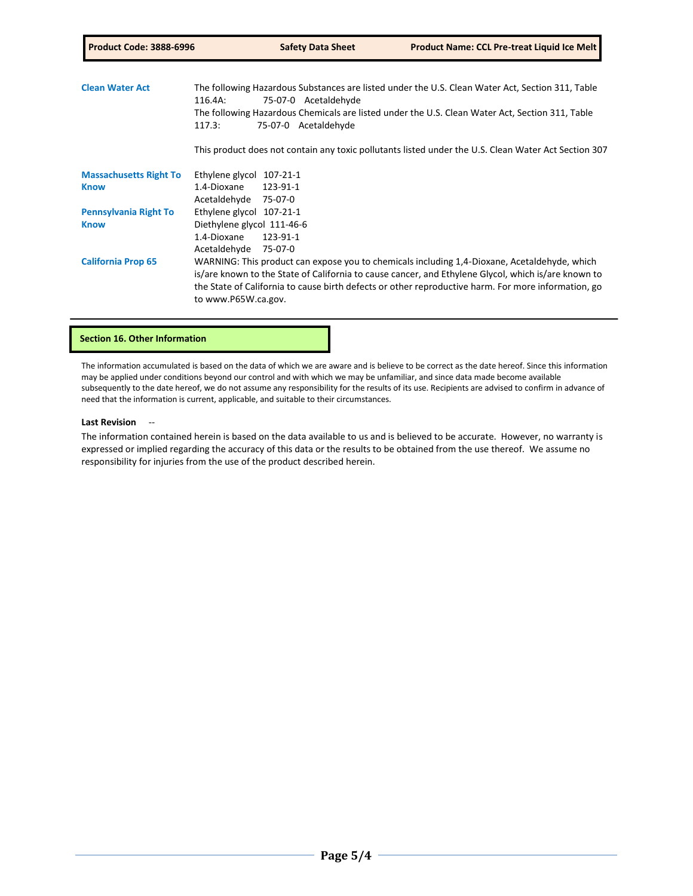**Clean Water Act**

The following Hazardous Substances are listed under the U.S. Clean Water Act, Section 311, Table 116.4A: 75-07-0 Acetaldehyde

The following Hazardous Chemicals are listed under the U.S. Clean Water Act, Section 311, Table 117.3: 75-07-0 Acetaldehyde

This product does not contain any toxic pollutants listed under the U.S. Clean Water Act Section 307

**Massachusetts Right To Know**

Ethylene glycol 107-21-1
1.4-Dioxane 123-91-1
Acetaldehyde 75-07-0

**Pennsylvania Right To Know**

Ethylene glycol 107-21-1
Diethylene glycol 111-46-6
1.4-Dioxane 123-91-1
Acetaldehyde 75-07-0

**California Prop 65**

WARNING: This product can expose you to chemicals including 1,4-Dioxane, Acetaldehyde, which is/are known to the State of California to cause cancer, and Ethylene Glycol, which is/are known to the State of California to cause birth defects or other reproductive harm. For more information, go to www.P65W.ca.gov.

## Section 16. Other Information

The information accumulated is based on the data of which we are aware and is believe to be correct as the date hereof. Since this information may be applied under conditions beyond our control and with which we may be unfamiliar, and since data made become available subsequently to the date hereof, we do not assume any responsibility for the results of its use. Recipients are advised to confirm in advance of need that the information is current, applicable, and suitable to their circumstances.

**Last Revision** --

The information contained herein is based on the data available to us and is believed to be accurate. However, no warranty is expressed or implied regarding the accuracy of this data or the results to be obtained from the use thereof. We assume no responsibility for injuries from the use of the product described herein.